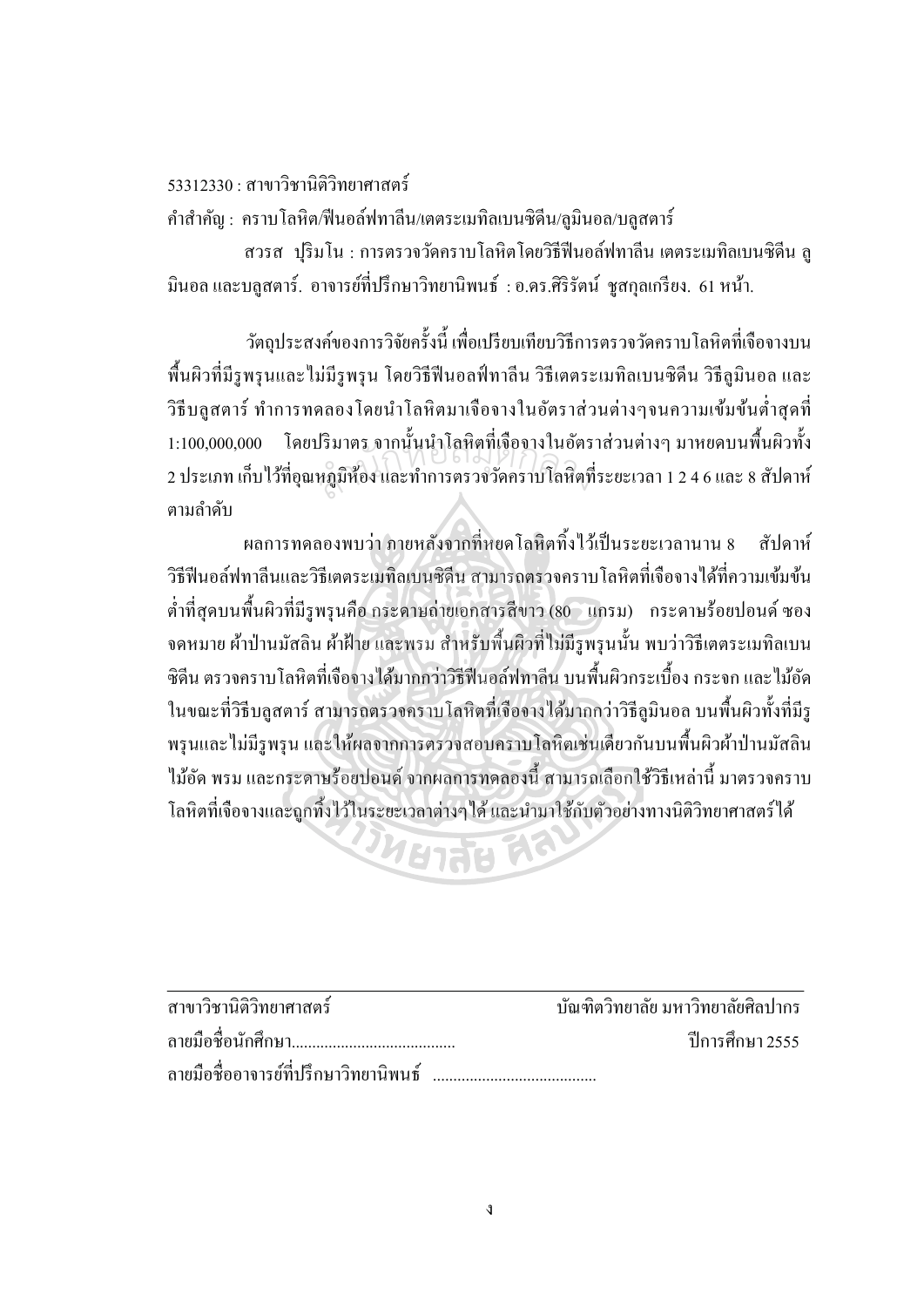53312330 : สาขาวิชานิติวิทยาศาสตร์

คำสำคัญ : คราบโลหิต/ฟีนอล์ฟทาลีน/เตตระเมทิลเบนซิดีน/ลูมินอล/บลูสตาร์

สวรส ปุริมโน : การตรวจวัดคราบโลหิตโดยวิธีฟีนอล์ฟทาลีน เตตระเมทิลเบนซิดีน ลูมินอล และบลูสตาร์. อาจารย์ที่ปรึกษาวิทยานิพนธ์ : อ.ดร.ศิริรัตน์ ชูสกุลเกรียง. 61 หน้า.

วัตถุประสงค์ของการวิจัยครั้งนี้ เพื่อเปรียบเทียบวิธีการตรวจวัดคราบโลหิตที่เจือจางบนพื้นผิวที่มีรูพรุนและไม่มีรูพรุน โดยวิธีฟีนอล์ฟทาลีน วิธีเตตระเมทิลเบนซิดีน วิธีลูมินอล และวิธีบลูสตาร์ ทำการทดลองโดยนำโลหิตมาเจือจางในอัตราส่วนต่างๆจนความเข้มข้นต่ำสุดที่ 1:100,000,000 โดยปริมาตร จากนั้นนำโลหิตที่เจือจางในอัตราส่วนต่างๆ มาหยดบนพื้นผิวทั้ง 2 ประเภท เก็บไว้ที่อุณหภูมิห้อง และทำการตรวจวัดคราบโลหิตที่ระยะเวลา 1 2 4 6 และ 8 สัปดาห์ตามลำดับ

ผลการทดลองพบว่า ภายหลังจากที่หยดโลหิตทิ้งไว้เป็นระยะเวลานาน 8 สัปดาห์ วิธีฟีนอล์ฟทาลีนและวิธีเตตระเมทิลเบนซิดีน สามารถตรวจคราบโลหิตที่เจือจางได้ที่ความเข้มข้นต่ำที่สุดบนพื้นผิวที่มีรูพรุนคือ กระดาษถ่ายเอกสารสีขาว (80 แกรม) กระดาษร้อยปอนด์ ซองจดหมาย ผ้าป่านมัสลิน ผ้าฝ้าย และพรม สำหรับพื้นผิวที่ไม่มีรูพรุนนั้น พบว่าวิธีเตตระเมทิลเบนซิดีน ตรวจคราบโลหิตที่เจือจางได้มากกว่าวิธีฟีนอล์ฟทาลีน บนพื้นผิวกระเบื้อง กระจก และไม้อัด ในขณะที่วิธีบลูสตาร์ สามารถตรวจคราบโลหิตที่เจือจางได้มากกว่าวิธีลูมินอล บนพื้นผิวทั้งที่มีรูพรุนและไม่มีรูพรุน และให้ผลจากการตรวจสอบคราบโลหิตเช่นเดียวกันบนพื้นผิวผ้าป่านมัสลิน ไม้อัด พรม และกระดาษร้อยปอนด์ จากผลการทดลองนี้ สามารถเลือกใช้วิธีเหล่านี้ มาตรวจคราบโลหิตที่เจือจางและถูกทิ้งไว้ในระยะเวลาต่างๆได้ และนำมาใช้กับตัวอย่างทางนิติวิทยาศาสตร์ได้

---

สาขาวิชานิติวิทยาศาสตร์ บัณฑิตวิทยาลัย มหาวิทยาลัยศิลปากร

ลายมือชื่อนักศึกษา........................................ ปีการศึกษา 2555

ลายมือชื่ออาจารย์ที่ปรึกษาวิทยานิพนธ์ ........................................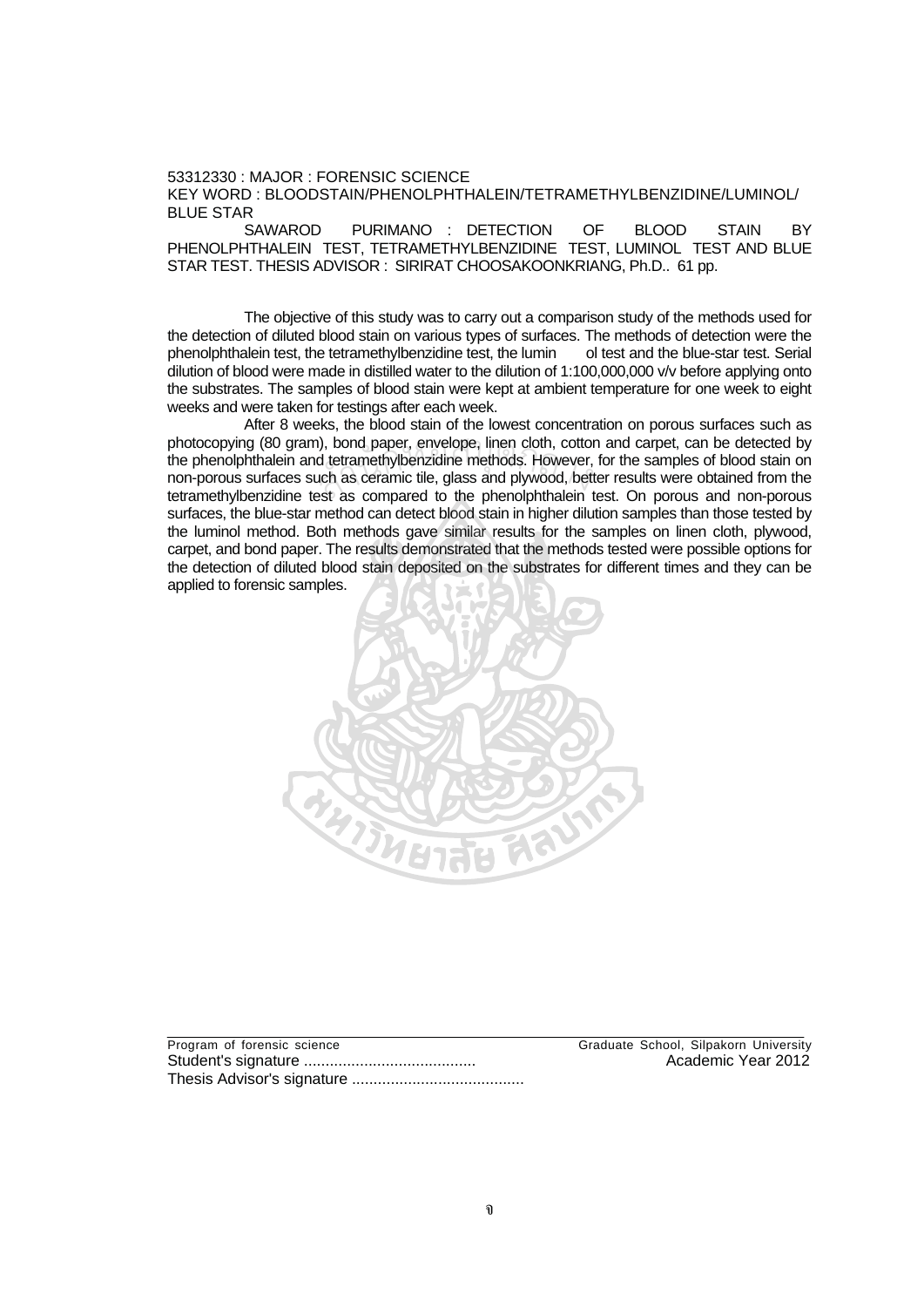53312330 : MAJOR : FORENSIC SCIENCE

KEY WORD : BLOODSTAIN/PHENOLPHTHALEIN/TETRAMETHYLBENZIDINE/LUMINOL/BLUE STAR

SAWAROD PURIMANO : DETECTION OF BLOOD STAIN BY PHENOLPHTHALEIN TEST, TETRAMETHYLBENZIDINE TEST, LUMINOL TEST AND BLUE STAR TEST. THESIS ADVISOR : SIRIRAT CHOOSAKOONKRIANG, Ph.D.. 61 pp.

The objective of this study was to carry out a comparison study of the methods used for the detection of diluted blood stain on various types of surfaces. The methods of detection were the phenolphthalein test, the tetramethylbenzidine test, the lumin ol test and the blue-star test. Serial dilution of blood were made in distilled water to the dilution of 1:100,000,000 v/v before applying onto the substrates. The samples of blood stain were kept at ambient temperature for one week to eight weeks and were taken for testings after each week.

After 8 weeks, the blood stain of the lowest concentration on porous surfaces such as photocopying (80 gram), bond paper, envelope, linen cloth, cotton and carpet, can be detected by the phenolphthalein and tetramethylbenzidine methods. However, for the samples of blood stain on non-porous surfaces such as ceramic tile, glass and plywood, better results were obtained from the tetramethylbenzidine test as compared to the phenolphthalein test. On porous and non-porous surfaces, the blue-star method can detect blood stain in higher dilution samples than those tested by the luminol method. Both methods gave similar results for the samples on linen cloth, plywood, carpet, and bond paper. The results demonstrated that the methods tested were possible options for the detection of diluted blood stain deposited on the substrates for different times and they can be applied to forensic samples.

Program of forensic science | Graduate School, Silpakorn University

Student's signature ........................................ | Academic Year 2012

Thesis Advisor's signature ........................................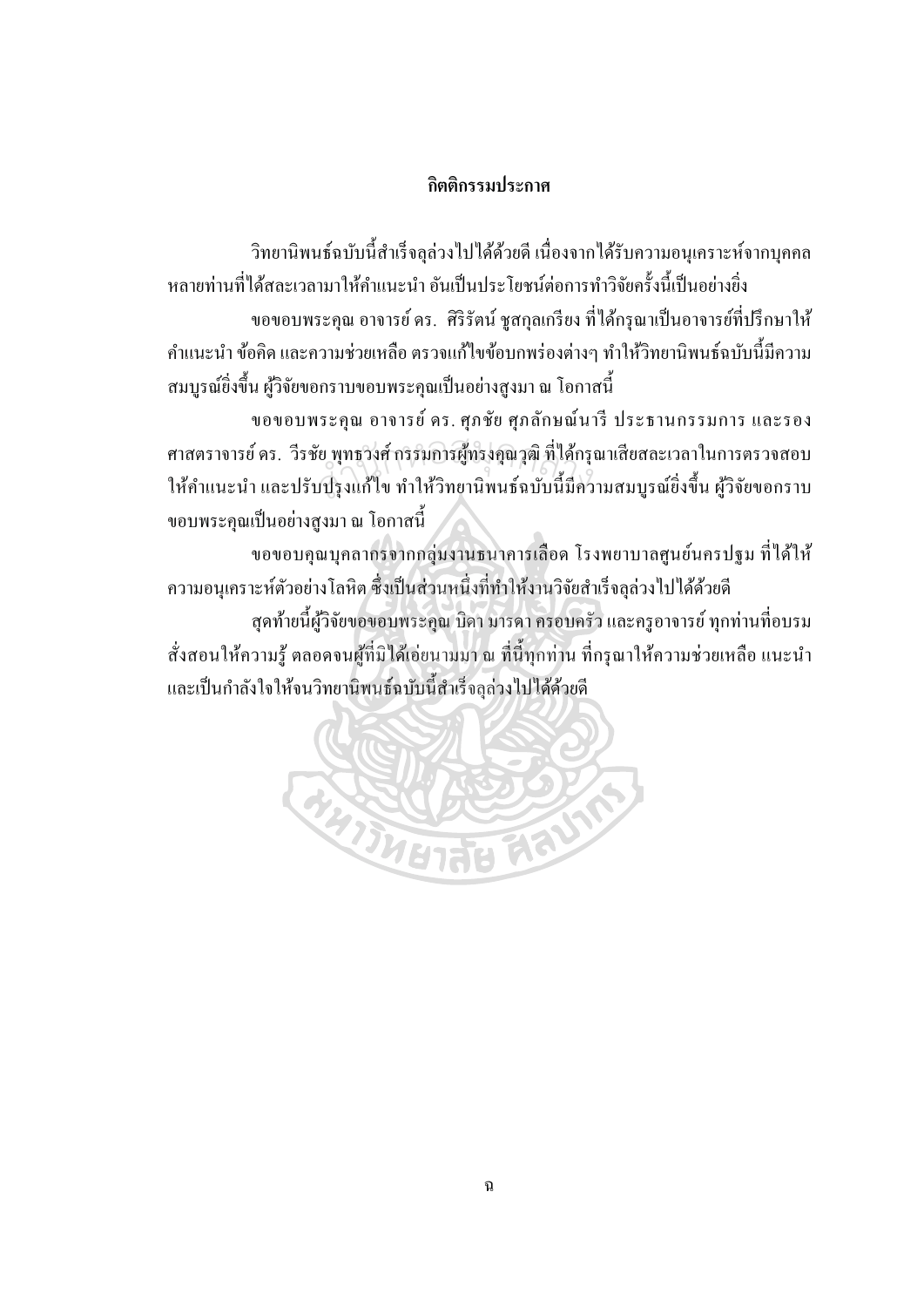# กิตติกรรมประกาศ

วิทยานิพนธ์ฉบับนี้สำเร็จลุล่วงไปได้ด้วยดี เนื่องจากได้รับความอนุเคราะห์จากบุคคลหลายท่านที่ได้สละเวลามาให้คำแนะนำ อันเป็นประโยชน์ต่อการทำวิจัยครั้งนี้เป็นอย่างยิ่ง

ขอขอบพระคุณ อาจารย์ ดร. ศิริรัตน์ ชูสกุลเกรียง ที่ได้กรุณาเป็นอาจารย์ที่ปรึกษาให้คำแนะนำ ข้อคิด และความช่วยเหลือ ตรวจแก้ไขข้อบกพร่องต่างๆ ทำให้วิทยานิพนธ์ฉบับนี้มีความสมบูรณ์ยิ่งขึ้น ผู้วิจัยขอกราบขอบพระคุณเป็นอย่างสูงมา ณ โอกาสนี้

ขอขอบพระคุณ อาจารย์ ดร. ศุภชัย ศุภลักษณ์นารี ประธานกรรมการ และรองศาสตราจารย์ ดร. วีรชัย พุทธวงศ์ กรรมการผู้ทรงคุณวุฒิ ที่ได้กรุณาเสียสละเวลาในการตรวจสอบให้คำแนะนำ และปรับปรุงแก้ไข ทำให้วิทยานิพนธ์ฉบับนี้มีความสมบูรณ์ยิ่งขึ้น ผู้วิจัยขอกราบขอบพระคุณเป็นอย่างสูงมา ณ โอกาสนี้

ขอขอบคุณบุคลากรจากกลุ่มงานธนาคารเลือด โรงพยาบาลศูนย์นครปฐม ที่ได้ให้ความอนุเคราะห์ตัวอย่างโลหิต ซึ่งเป็นส่วนหนึ่งที่ทำให้งานวิจัยสำเร็จลุล่วงไปได้ด้วยดี

สุดท้ายนี้ผู้วิจัยขอขอบพระคุณ บิดา มารดา ครอบครัว และครูอาจารย์ ทุกท่านที่อบรมสั่งสอนให้ความรู้ ตลอดจนผู้ที่มิได้เอ่ยนามมา ณ ที่นี้ทุกท่าน ที่กรุณาให้ความช่วยเหลือ แนะนำ และเป็นกำลังใจให้จนวิทยานิพนธ์ฉบับนี้สำเร็จลุล่วงไปได้ด้วยดี